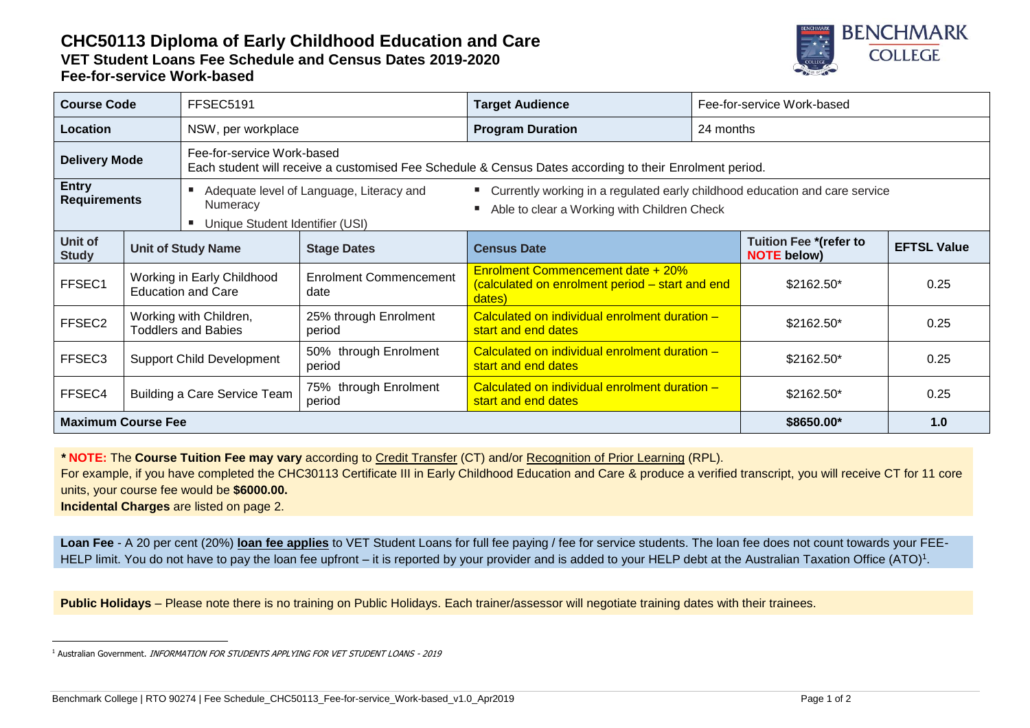# CHC50113 Diploma of Early Childhood Education and Care

## VET Student Loans Fee Schedule and Census Dates 2019-2020

## Fee-for-service Work-based

| **Course Code** | FFSEC5191 | **Target Audience** | Fee-for-service Work-based |
|---|---|---|---|
| **Location** | NSW, per workplace | **Program Duration** | 24 months |
| **Delivery Mode** | Fee-for-service Work-based<br>Each student will receive a customised Fee Schedule & Census Dates according to their Enrolment period. | | |
| **Entry Requirements** | ▪ Adequate level of Language, Literacy and Numeracy<br>▪ Unique Student Identifier (USI) | ▪ Currently working in a regulated early childhood education and care service<br>▪ Able to clear a Working with Children Check | |

| Unit of Study | Unit of Study Name | Stage Dates | Census Date | Tuition Fee *(refer to NOTE below) | EFTSL Value |
|---|---|---|---|---|---|
| FFSEC1 | Working in Early Childhood Education and Care | Enrolment Commencement date | Enrolment Commencement date + 20% (calculated on enrolment period – start and end dates) | $2162.50* | 0.25 |
| FFSEC2 | Working with Children, Toddlers and Babies | 25% through Enrolment period | Calculated on individual enrolment duration – start and end dates | $2162.50* | 0.25 |
| FFSEC3 | Support Child Development | 50% through Enrolment period | Calculated on individual enrolment duration – start and end dates | $2162.50* | 0.25 |
| FFSEC4 | Building a Care Service Team | 75% through Enrolment period | Calculated on individual enrolment duration – start and end dates | $2162.50* | 0.25 |
| **Maximum Course Fee** | | | | **$8650.00*** | **1.0** |

**\* NOTE:** The **Course Tuition Fee may vary** according to Credit Transfer (CT) and/or Recognition of Prior Learning (RPL).
For example, if you have completed the CHC30113 Certificate III in Early Childhood Education and Care & produce a verified transcript, you will receive CT for 11 core units, your course fee would be **$6000.00.**
**Incidental Charges** are listed on page 2.

**Loan Fee** - A 20 per cent (20%) **loan fee applies** to VET Student Loans for full fee paying / fee for service students. The loan fee does not count towards your FEE-HELP limit. You do not have to pay the loan fee upfront – it is reported by your provider and is added to your HELP debt at the Australian Taxation Office (ATO)[1].

**Public Holidays** – Please note there is no training on Public Holidays. Each trainer/assessor will negotiate training dates with their trainees.

[1] Australian Government. *INFORMATION FOR STUDENTS APPLYING FOR VET STUDENT LOANS - 2019*

Benchmark College | RTO 90274 | Fee Schedule_CHC50113_Fee-for-service_Work-based_v1.0_Apr2019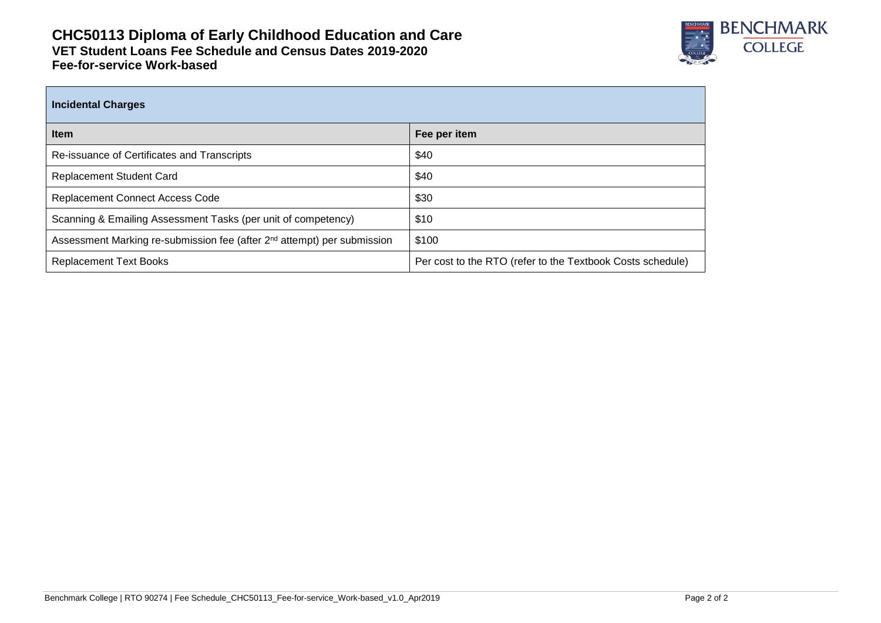# CHC50113 Diploma of Early Childhood Education and Care

## VET Student Loans Fee Schedule and Census Dates 2019-2020

## Fee-for-service Work-based

| **Incidental Charges** | |
|---|---|
| **Item** | **Fee per item** |
| Re-issuance of Certificates and Transcripts | $40 |
| Replacement Student Card | $40 |
| Replacement Connect Access Code | $30 |
| Scanning & Emailing Assessment Tasks (per unit of competency) | $10 |
| Assessment Marking re-submission fee (after 2nd attempt) per submission | $100 |
| Replacement Text Books | Per cost to the RTO (refer to the Textbook Costs schedule) |